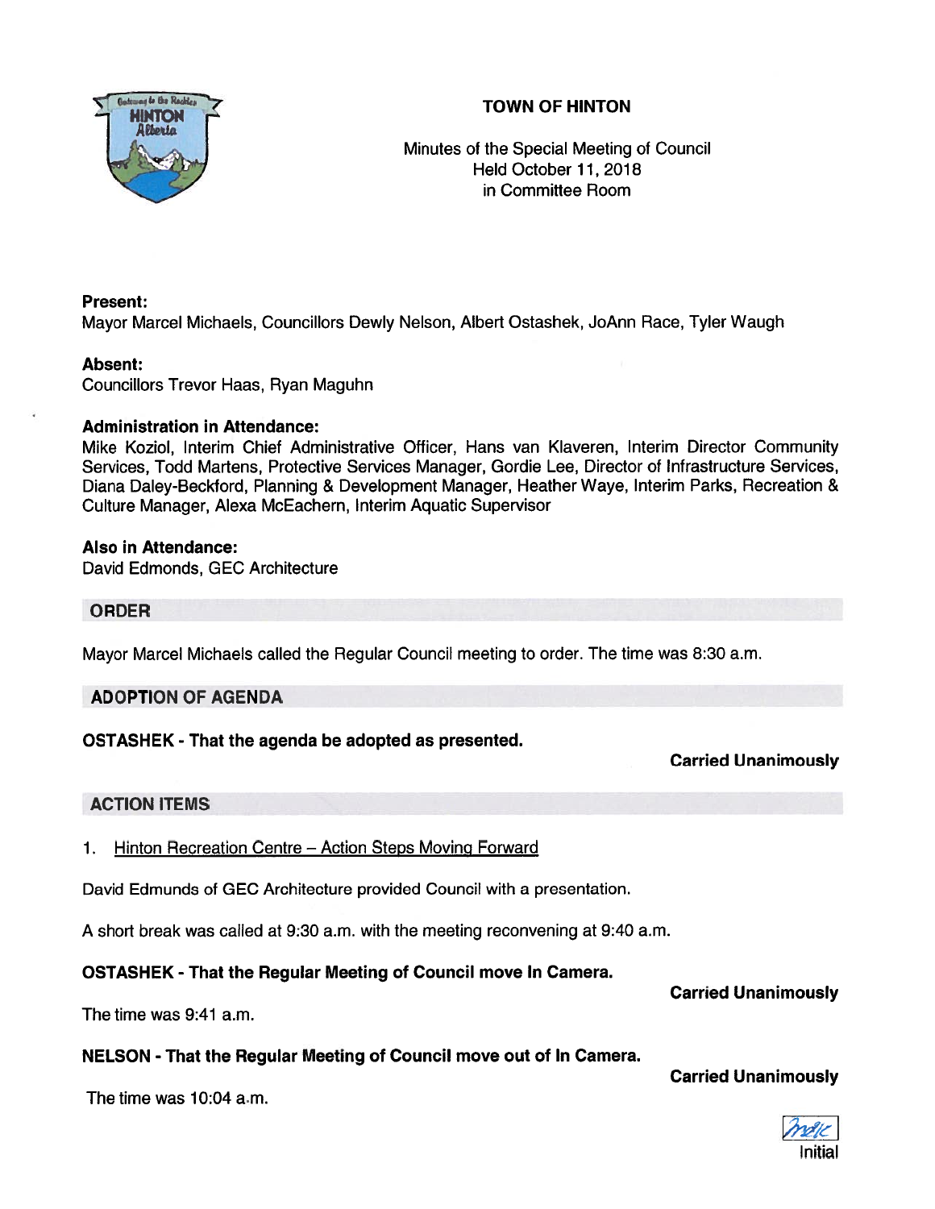# TOWN OF HINTON

Minutes of the Special Meeting of Council
Held October 11, 2018
in Committee Room

**Present:**
Mayor Marcel Michaels, Councillors Dewly Nelson, Albert Ostashek, JoAnn Race, Tyler Waugh

**Absent:**
Councillors Trevor Haas, Ryan Maguhn

**Administration in Attendance:**
Mike Koziol, Interim Chief Administrative Officer, Hans van Klaveren, Interim Director Community Services, Todd Martens, Protective Services Manager, Gordie Lee, Director of Infrastructure Services, Diana Daley-Beckford, Planning & Development Manager, Heather Waye, Interim Parks, Recreation & Culture Manager, Alexa McEachern, Interim Aquatic Supervisor

**Also in Attendance:**
David Edmonds, GEC Architecture

## ORDER

Mayor Marcel Michaels called the Regular Council meeting to order. The time was 8:30 a.m.

## ADOPTION OF AGENDA

**OSTASHEK - That the agenda be adopted as presented.**

**Carried Unanimously**

## ACTION ITEMS

1. Hinton Recreation Centre – Action Steps Moving Forward

David Edmunds of GEC Architecture provided Council with a presentation.

A short break was called at 9:30 a.m. with the meeting reconvening at 9:40 a.m.

**OSTASHEK - That the Regular Meeting of Council move In Camera.**

**Carried Unanimously**

The time was 9:41 a.m.

**NELSON - That the Regular Meeting of Council move out of In Camera.**

**Carried Unanimously**

The time was 10:04 a.m.

Initial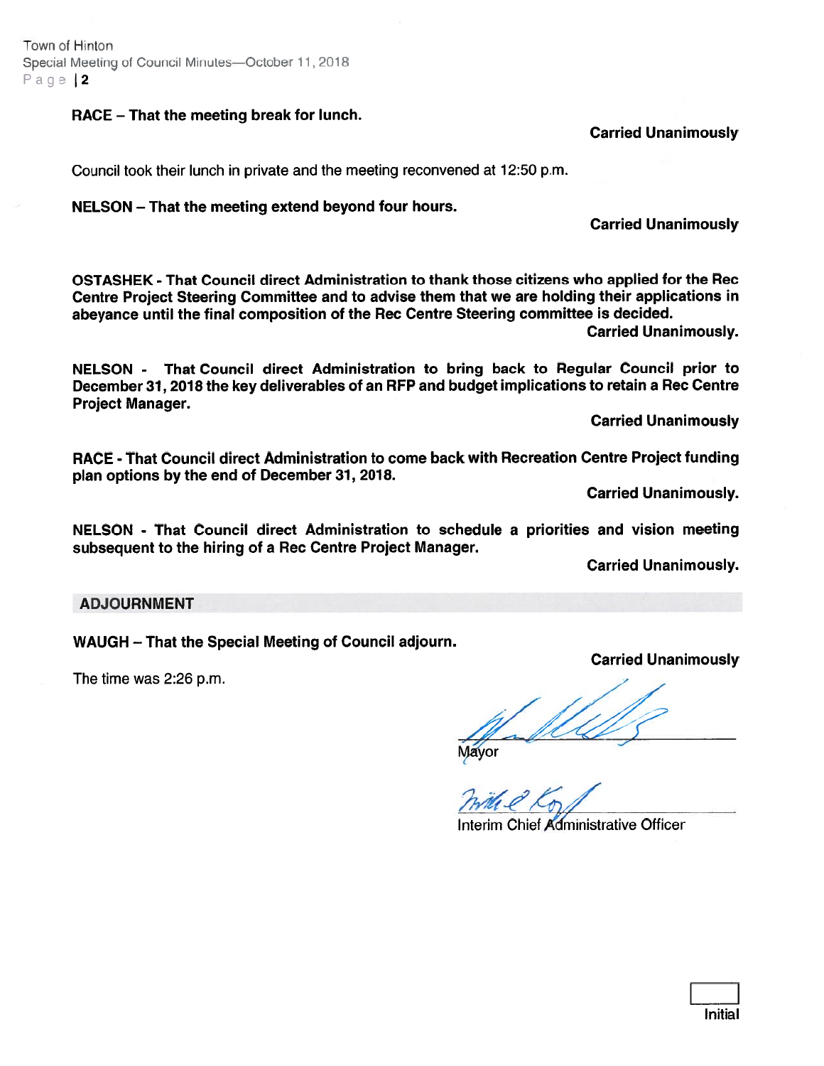**RACE – That the meeting break for lunch.**

**Carried Unanimously**

Council took their lunch in private and the meeting reconvened at 12:50 p.m.

**NELSON – That the meeting extend beyond four hours.**

**Carried Unanimously**

**OSTASHEK - That Council direct Administration to thank those citizens who applied for the Rec Centre Project Steering Committee and to advise them that we are holding their applications in abeyance until the final composition of the Rec Centre Steering committee is decided.**

**Carried Unanimously.**

**NELSON - That Council direct Administration to bring back to Regular Council prior to December 31, 2018 the key deliverables of an RFP and budget implications to retain a Rec Centre Project Manager.**

**Carried Unanimously**

**RACE - That Council direct Administration to come back with Recreation Centre Project funding plan options by the end of December 31, 2018.**

**Carried Unanimously.**

**NELSON - That Council direct Administration to schedule a priorities and vision meeting subsequent to the hiring of a Rec Centre Project Manager.**

**Carried Unanimously.**

## ADJOURNMENT

**WAUGH – That the Special Meeting of Council adjourn.**

**Carried Unanimously**

The time was 2:26 p.m.

Mayor

Interim Chief Administrative Officer

Initial